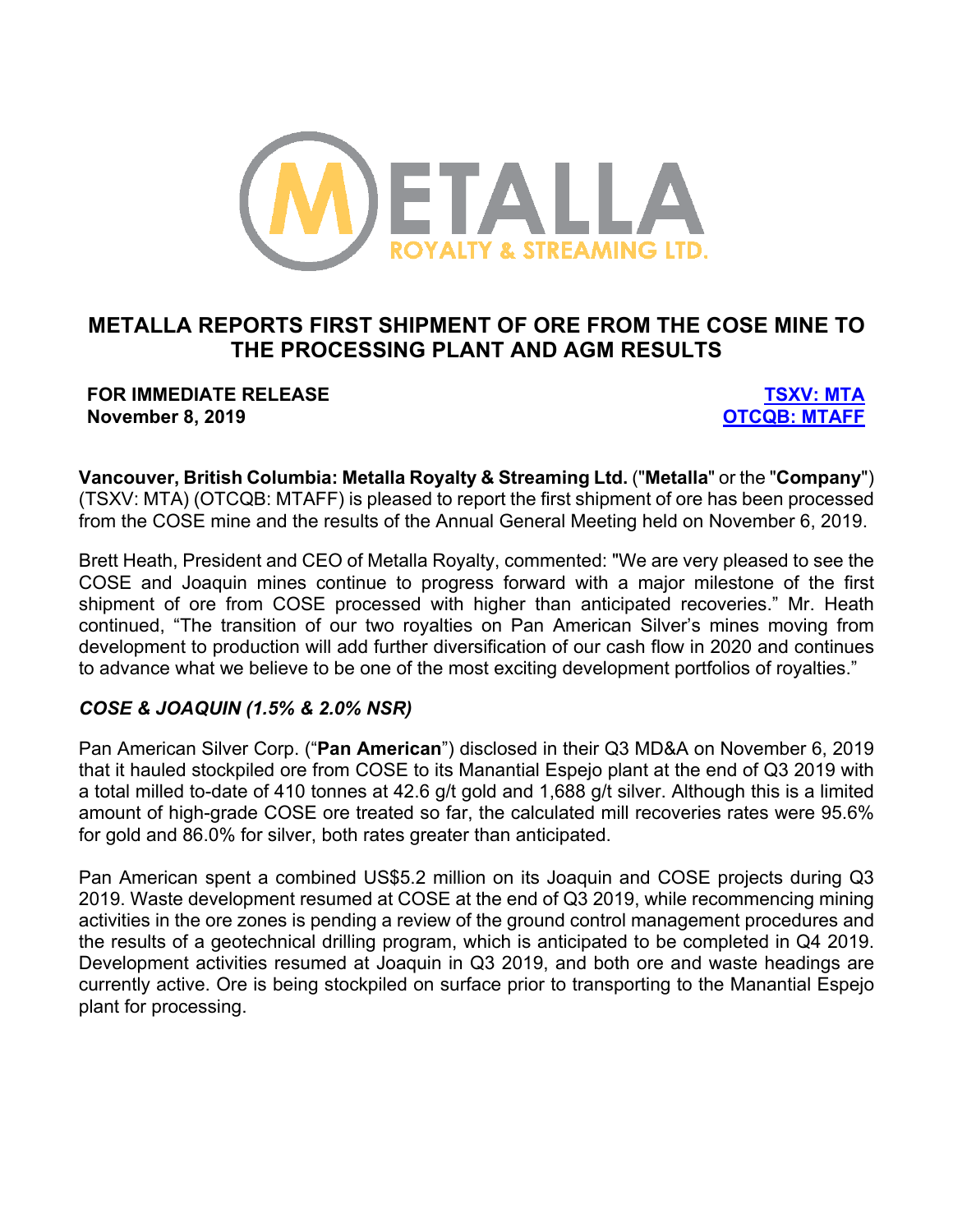# METALLA REPORTS FIRST SHIPMENT OF ORE FROM THE COSE MINE TO THE PROCESSING PLANT AND AGM RESULTS

**FOR IMMEDIATE RELEASE**
**November 8, 2019**

**TSXV: MTA**
**OTCQB: MTAFF**

**Vancouver, British Columbia: Metalla Royalty & Streaming Ltd.** ("**Metalla**" or the "**Company**") (TSXV: MTA) (OTCQB: MTAFF) is pleased to report the first shipment of ore has been processed from the COSE mine and the results of the Annual General Meeting held on November 6, 2019.

Brett Heath, President and CEO of Metalla Royalty, commented: "We are very pleased to see the COSE and Joaquin mines continue to progress forward with a major milestone of the first shipment of ore from COSE processed with higher than anticipated recoveries." Mr. Heath continued, "The transition of our two royalties on Pan American Silver's mines moving from development to production will add further diversification of our cash flow in 2020 and continues to advance what we believe to be one of the most exciting development portfolios of royalties."

### *COSE & JOAQUIN (1.5% & 2.0% NSR)*

Pan American Silver Corp. ("**Pan American**") disclosed in their Q3 MD&A on November 6, 2019 that it hauled stockpiled ore from COSE to its Manantial Espejo plant at the end of Q3 2019 with a total milled to-date of 410 tonnes at 42.6 g/t gold and 1,688 g/t silver. Although this is a limited amount of high-grade COSE ore treated so far, the calculated mill recoveries rates were 95.6% for gold and 86.0% for silver, both rates greater than anticipated.

Pan American spent a combined US$5.2 million on its Joaquin and COSE projects during Q3 2019. Waste development resumed at COSE at the end of Q3 2019, while recommencing mining activities in the ore zones is pending a review of the ground control management procedures and the results of a geotechnical drilling program, which is anticipated to be completed in Q4 2019. Development activities resumed at Joaquin in Q3 2019, and both ore and waste headings are currently active. Ore is being stockpiled on surface prior to transporting to the Manantial Espejo plant for processing.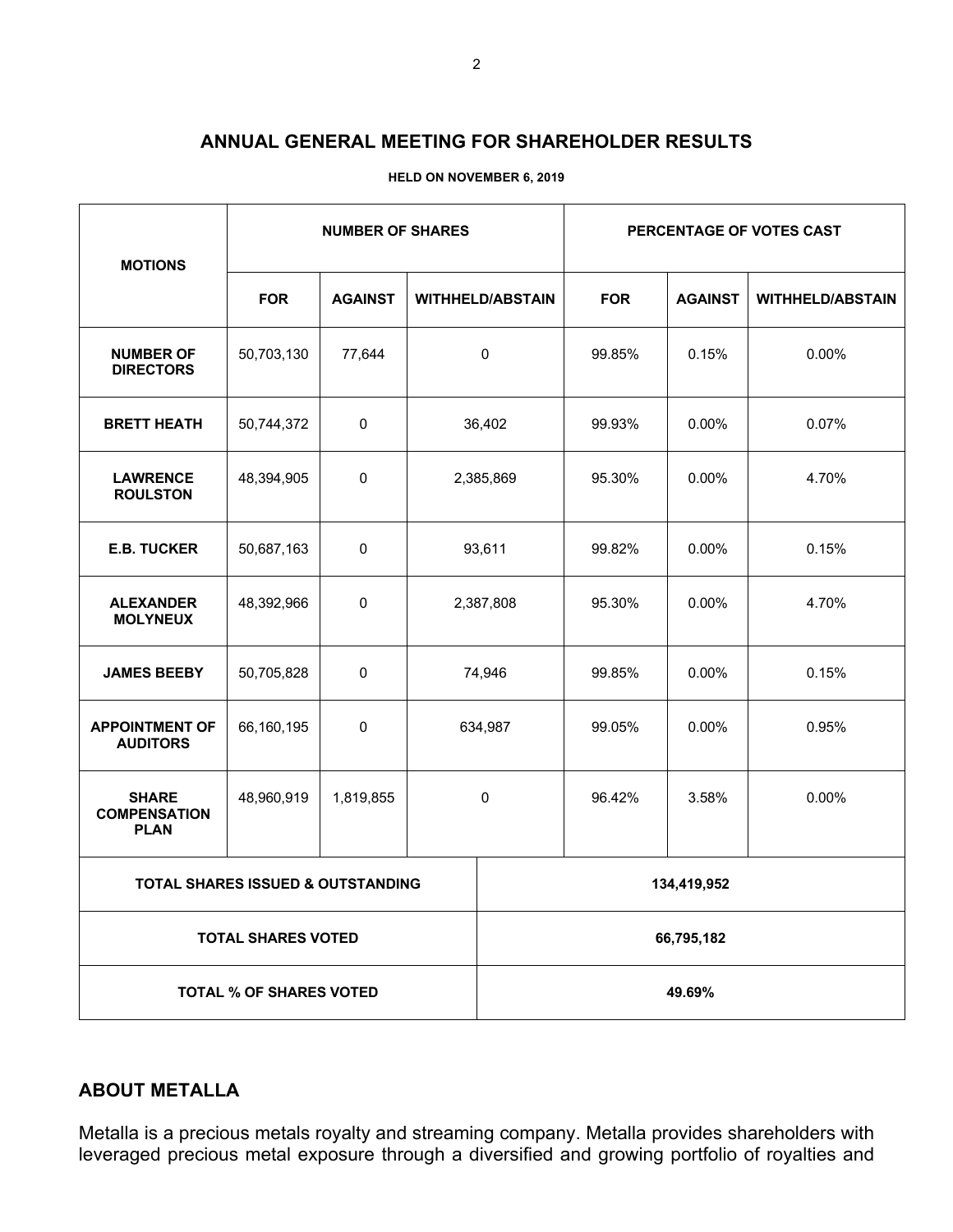## ANNUAL GENERAL MEETING FOR SHAREHOLDER RESULTS

**HELD ON NOVEMBER 6, 2019**

| MOTIONS | NUMBER OF SHARES | | | PERCENTAGE OF VOTES CAST | | |
|---|---|---|---|---|---|---|
| | FOR | AGAINST | WITHHELD/ABSTAIN | FOR | AGAINST | WITHHELD/ABSTAIN |
| NUMBER OF DIRECTORS | 50,703,130 | 77,644 | 0 | 99.85% | 0.15% | 0.00% |
| BRETT HEATH | 50,744,372 | 0 | 36,402 | 99.93% | 0.00% | 0.07% |
| LAWRENCE ROULSTON | 48,394,905 | 0 | 2,385,869 | 95.30% | 0.00% | 4.70% |
| E.B. TUCKER | 50,687,163 | 0 | 93,611 | 99.82% | 0.00% | 0.15% |
| ALEXANDER MOLYNEUX | 48,392,966 | 0 | 2,387,808 | 95.30% | 0.00% | 4.70% |
| JAMES BEEBY | 50,705,828 | 0 | 74,946 | 99.85% | 0.00% | 0.15% |
| APPOINTMENT OF AUDITORS | 66,160,195 | 0 | 634,987 | 99.05% | 0.00% | 0.95% |
| SHARE COMPENSATION PLAN | 48,960,919 | 1,819,855 | 0 | 96.42% | 3.58% | 0.00% |
| TOTAL SHARES ISSUED & OUTSTANDING | | | 134,419,952 | | | |
| TOTAL SHARES VOTED | | | 66,795,182 | | | |
| TOTAL % OF SHARES VOTED | | | 49.69% | | | |

## ABOUT METALLA

Metalla is a precious metals royalty and streaming company. Metalla provides shareholders with leveraged precious metal exposure through a diversified and growing portfolio of royalties and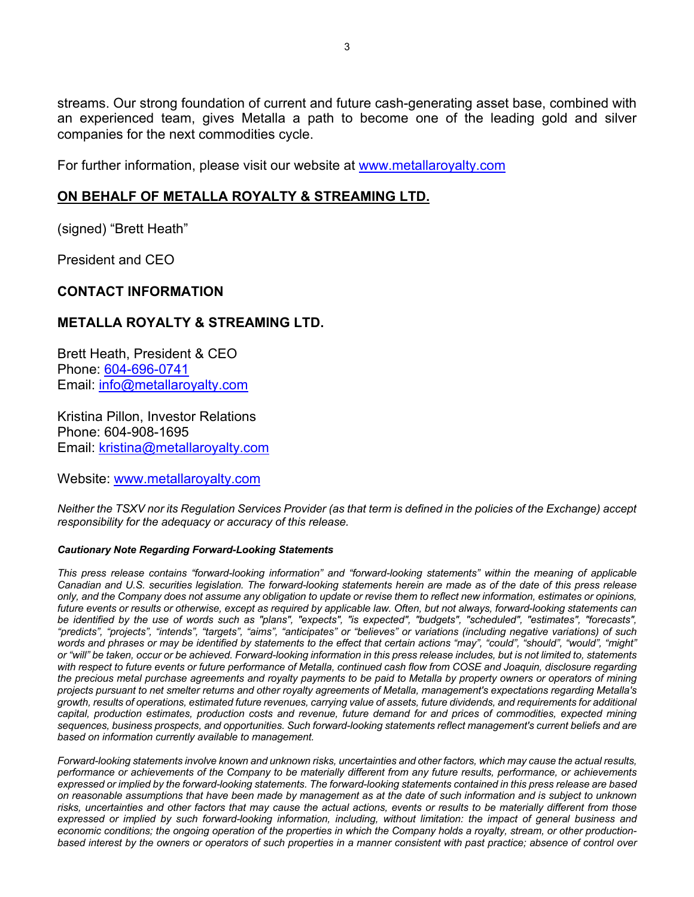streams. Our strong foundation of current and future cash-generating asset base, combined with an experienced team, gives Metalla a path to become one of the leading gold and silver companies for the next commodities cycle.

For further information, please visit our website at [www.metallaroyalty.com](http://www.metallaroyalty.com)

## ON BEHALF OF METALLA ROYALTY & STREAMING LTD.

(signed) "Brett Heath"

President and CEO

## CONTACT INFORMATION

## METALLA ROYALTY & STREAMING LTD.

Brett Heath, President & CEO
Phone: 604-696-0741
Email: info@metallaroyalty.com

Kristina Pillon, Investor Relations
Phone: 604-908-1695
Email: kristina@metallaroyalty.com

Website: [www.metallaroyalty.com](http://www.metallaroyalty.com)

*Neither the TSXV nor its Regulation Services Provider (as that term is defined in the policies of the Exchange) accept responsibility for the adequacy or accuracy of this release.*

***Cautionary Note Regarding Forward-Looking Statements***

*This press release contains "forward-looking information" and "forward-looking statements" within the meaning of applicable Canadian and U.S. securities legislation. The forward-looking statements herein are made as of the date of this press release only, and the Company does not assume any obligation to update or revise them to reflect new information, estimates or opinions, future events or results or otherwise, except as required by applicable law. Often, but not always, forward-looking statements can be identified by the use of words such as "plans", "expects", "is expected", "budgets", "scheduled", "estimates", "forecasts", "predicts", "projects", "intends", "targets", "aims", "anticipates" or "believes" or variations (including negative variations) of such words and phrases or may be identified by statements to the effect that certain actions "may", "could", "should", "would", "might" or "will" be taken, occur or be achieved. Forward-looking information in this press release includes, but is not limited to, statements with respect to future events or future performance of Metalla, continued cash flow from COSE and Joaquin, disclosure regarding the precious metal purchase agreements and royalty payments to be paid to Metalla by property owners or operators of mining projects pursuant to net smelter returns and other royalty agreements of Metalla, management's expectations regarding Metalla's growth, results of operations, estimated future revenues, carrying value of assets, future dividends, and requirements for additional capital, production estimates, production costs and revenue, future demand for and prices of commodities, expected mining sequences, business prospects, and opportunities. Such forward-looking statements reflect management's current beliefs and are based on information currently available to management.*

*Forward-looking statements involve known and unknown risks, uncertainties and other factors, which may cause the actual results, performance or achievements of the Company to be materially different from any future results, performance, or achievements expressed or implied by the forward-looking statements. The forward-looking statements contained in this press release are based on reasonable assumptions that have been made by management as at the date of such information and is subject to unknown risks, uncertainties and other factors that may cause the actual actions, events or results to be materially different from those expressed or implied by such forward-looking information, including, without limitation: the impact of general business and economic conditions; the ongoing operation of the properties in which the Company holds a royalty, stream, or other production-based interest by the owners or operators of such properties in a manner consistent with past practice; absence of control over*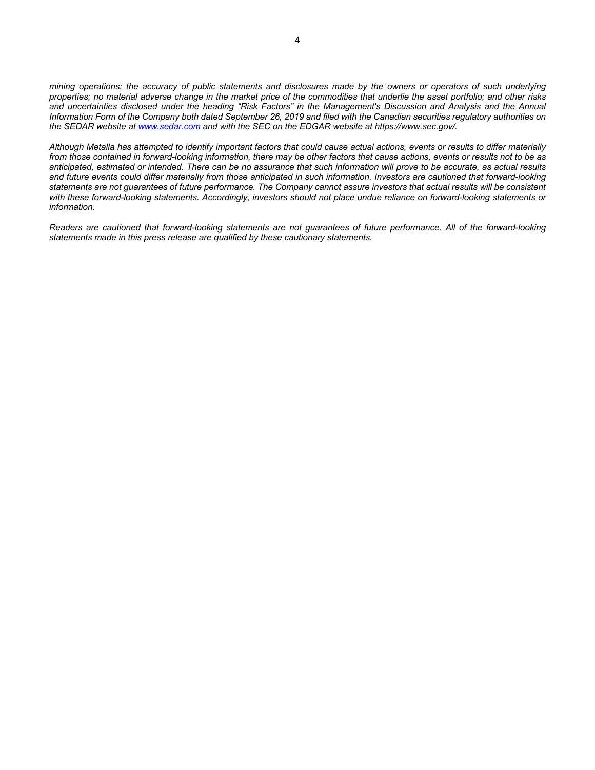*mining operations; the accuracy of public statements and disclosures made by the owners or operators of such underlying properties; no material adverse change in the market price of the commodities that underlie the asset portfolio; and other risks and uncertainties disclosed under the heading "Risk Factors" in the Management's Discussion and Analysis and the Annual Information Form of the Company both dated September 26, 2019 and filed with the Canadian securities regulatory authorities on the SEDAR website at [www.sedar.com](http://www.sedar.com) and with the SEC on the EDGAR website at https://www.sec.gov/.*

*Although Metalla has attempted to identify important factors that could cause actual actions, events or results to differ materially from those contained in forward-looking information, there may be other factors that cause actions, events or results not to be as anticipated, estimated or intended. There can be no assurance that such information will prove to be accurate, as actual results and future events could differ materially from those anticipated in such information. Investors are cautioned that forward-looking statements are not guarantees of future performance. The Company cannot assure investors that actual results will be consistent with these forward-looking statements. Accordingly, investors should not place undue reliance on forward-looking statements or information.*

*Readers are cautioned that forward-looking statements are not guarantees of future performance. All of the forward-looking statements made in this press release are qualified by these cautionary statements.*